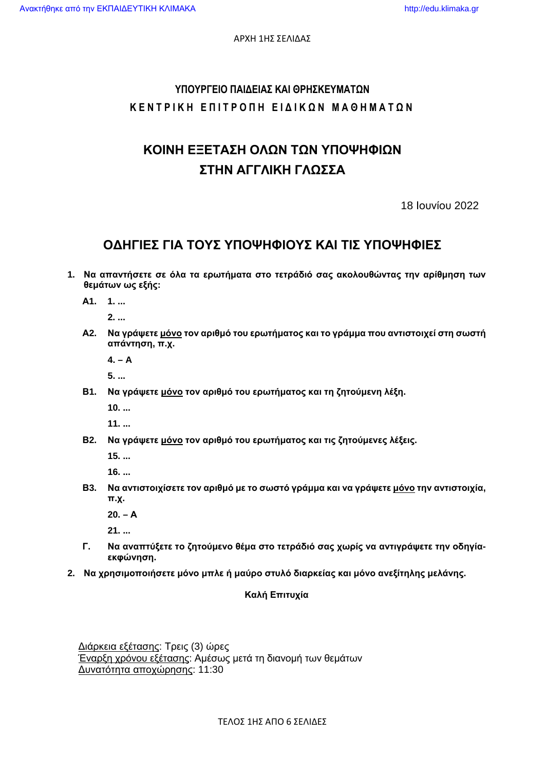## ΥΠΟΥΡΓΕΙΟ ΠΑΙΔΕΙΑΣ ΚΑΙ ΘΡΗΣΚΕΥΜΑΤΩΝ
## ΚΕΝΤΡΙΚΗ ΕΠΙΤΡΟΠΗ ΕΙΔΙΚΩΝ ΜΑΘΗΜΑΤΩΝ

# ΚΟΙΝΗ ΕΞΕΤΑΣΗ ΟΛΩΝ ΤΩΝ ΥΠΟΨΗΦΙΩΝ ΣΤΗΝ ΑΓΓΛΙΚΗ ΓΛΩΣΣΑ

18 Ιουνίου 2022

## ΟΔΗΓΙΕΣ ΓΙΑ ΤΟΥΣ ΥΠΟΨΗΦΙΟΥΣ ΚΑΙ ΤΙΣ ΥΠΟΨΗΦΙΕΣ

1. **Να απαντήσετε σε όλα τα ερωτήματα στο τετράδιό σας ακολουθώντας την αρίθμηση των θεμάτων ως εξής:**

   **Α1.** **1. ...**

   **2. ...**

   **Α2.** **Να γράψετε μόνο τον αριθμό του ερωτήματος και το γράμμα που αντιστοιχεί στη σωστή απάντηση, π.χ.**

   **4. – A**

   **5. ...**

   **Β1.** **Να γράψετε μόνο τον αριθμό του ερωτήματος και τη ζητούμενη λέξη.**

   **10. ...**

   **11. ...**

   **Β2.** **Να γράψετε μόνο τον αριθμό του ερωτήματος και τις ζητούμενες λέξεις.**

   **15. ...**

   **16. ...**

   **Β3.** **Να αντιστοιχίσετε τον αριθμό με το σωστό γράμμα και να γράψετε μόνο την αντιστοιχία, π.χ.**

   **20. – A**

   **21. ...**

   **Γ.** **Να αναπτύξετε το ζητούμενο θέμα στο τετράδιό σας χωρίς να αντιγράψετε την οδηγία-εκφώνηση.**

2. **Να χρησιμοποιήσετε μόνο μπλε ή μαύρο στυλό διαρκείας και μόνο ανεξίτηλης μελάνης.**

**Καλή Επιτυχία**

Διάρκεια εξέτασης: Τρεις (3) ώρες
Έναρξη χρόνου εξέτασης: Αμέσως μετά τη διανομή των θεμάτων
Δυνατότητα αποχώρησης: 11:30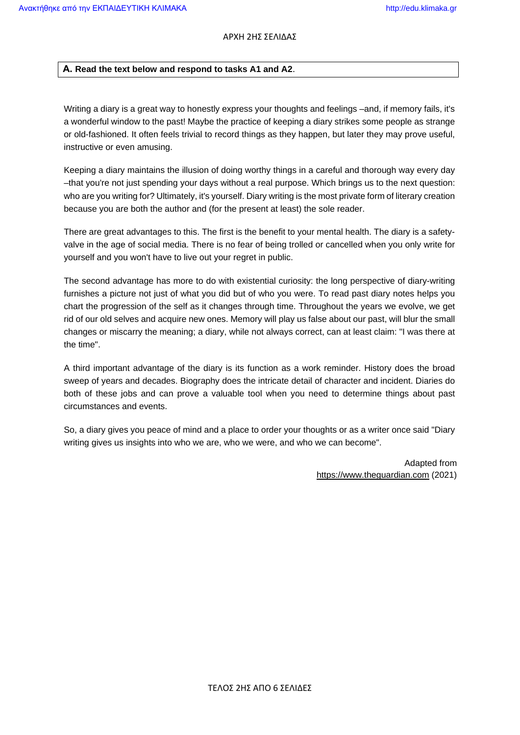**A. Read the text below and respond to tasks A1 and A2**.

Writing a diary is a great way to honestly express your thoughts and feelings –and, if memory fails, it's a wonderful window to the past! Maybe the practice of keeping a diary strikes some people as strange or old-fashioned. It often feels trivial to record things as they happen, but later they may prove useful, instructive or even amusing.

Keeping a diary maintains the illusion of doing worthy things in a careful and thorough way every day –that you're not just spending your days without a real purpose. Which brings us to the next question: who are you writing for? Ultimately, it's yourself. Diary writing is the most private form of literary creation because you are both the author and (for the present at least) the sole reader.

There are great advantages to this. The first is the benefit to your mental health. The diary is a safety-valve in the age of social media. There is no fear of being trolled or cancelled when you only write for yourself and you won't have to live out your regret in public.

The second advantage has more to do with existential curiosity: the long perspective of diary-writing furnishes a picture not just of what you did but of who you were. To read past diary notes helps you chart the progression of the self as it changes through time. Throughout the years we evolve, we get rid of our old selves and acquire new ones. Memory will play us false about our past, will blur the small changes or miscarry the meaning; a diary, while not always correct, can at least claim: "I was there at the time".

A third important advantage of the diary is its function as a work reminder. History does the broad sweep of years and decades. Biography does the intricate detail of character and incident. Diaries do both of these jobs and can prove a valuable tool when you need to determine things about past circumstances and events.

So, a diary gives you peace of mind and a place to order your thoughts or as a writer once said "Diary writing gives us insights into who we are, who we were, and who we can become".

Adapted from
https://www.theguardian.com (2021)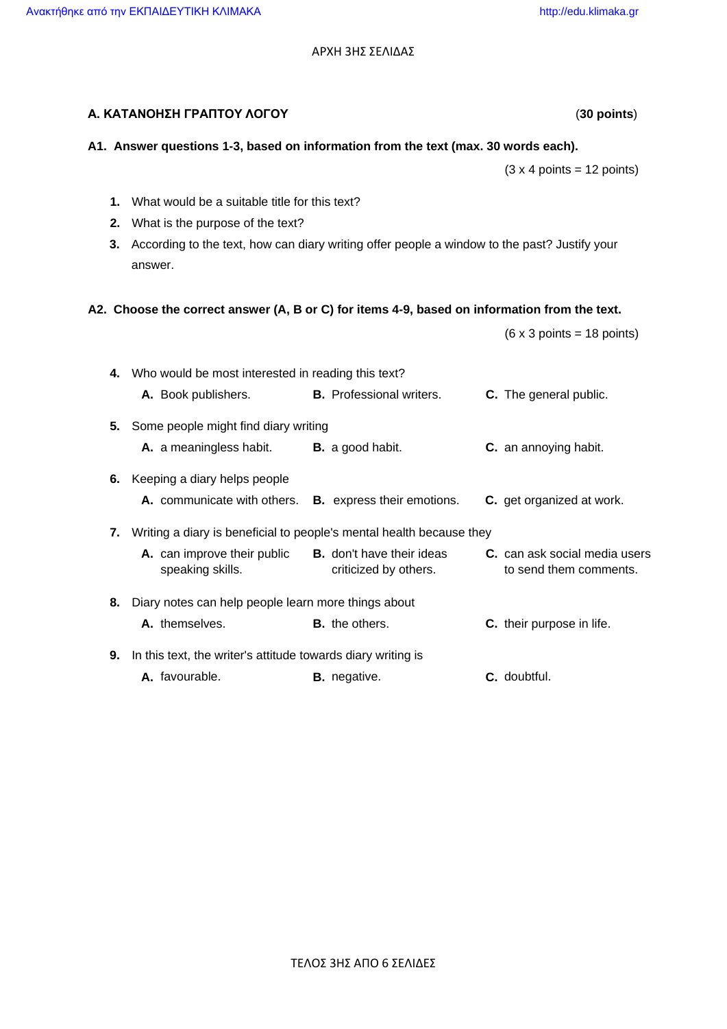## Α. ΚΑΤΑΝΟΗΣΗ ΓΡΑΠΤΟΥ ΛΟΓΟΥ (**30 points**)

**A1. Answer questions 1-3, based on information from the text (max. 30 words each).**

(3 x 4 points = 12 points)

1. What would be a suitable title for this text?
2. What is the purpose of the text?
3. According to the text, how can diary writing offer people a window to the past? Justify your answer.

**A2. Choose the correct answer (A, B or C) for items 4-9, based on information from the text.**

(6 x 3 points = 18 points)

4. Who would be most interested in reading this text?
   - **A.** Book publishers.
   - **B.** Professional writers.
   - **C.** The general public.

5. Some people might find diary writing
   - **A.** a meaningless habit.
   - **B.** a good habit.
   - **C.** an annoying habit.

6. Keeping a diary helps people
   - **A.** communicate with others.
   - **B.** express their emotions.
   - **C.** get organized at work.

7. Writing a diary is beneficial to people's mental health because they
   - **A.** can improve their public speaking skills.
   - **B.** don't have their ideas criticized by others.
   - **C.** can ask social media users to send them comments.

8. Diary notes can help people learn more things about
   - **A.** themselves.
   - **B.** the others.
   - **C.** their purpose in life.

9. In this text, the writer's attitude towards diary writing is
   - **A.** favourable.
   - **B.** negative.
   - **C.** doubtful.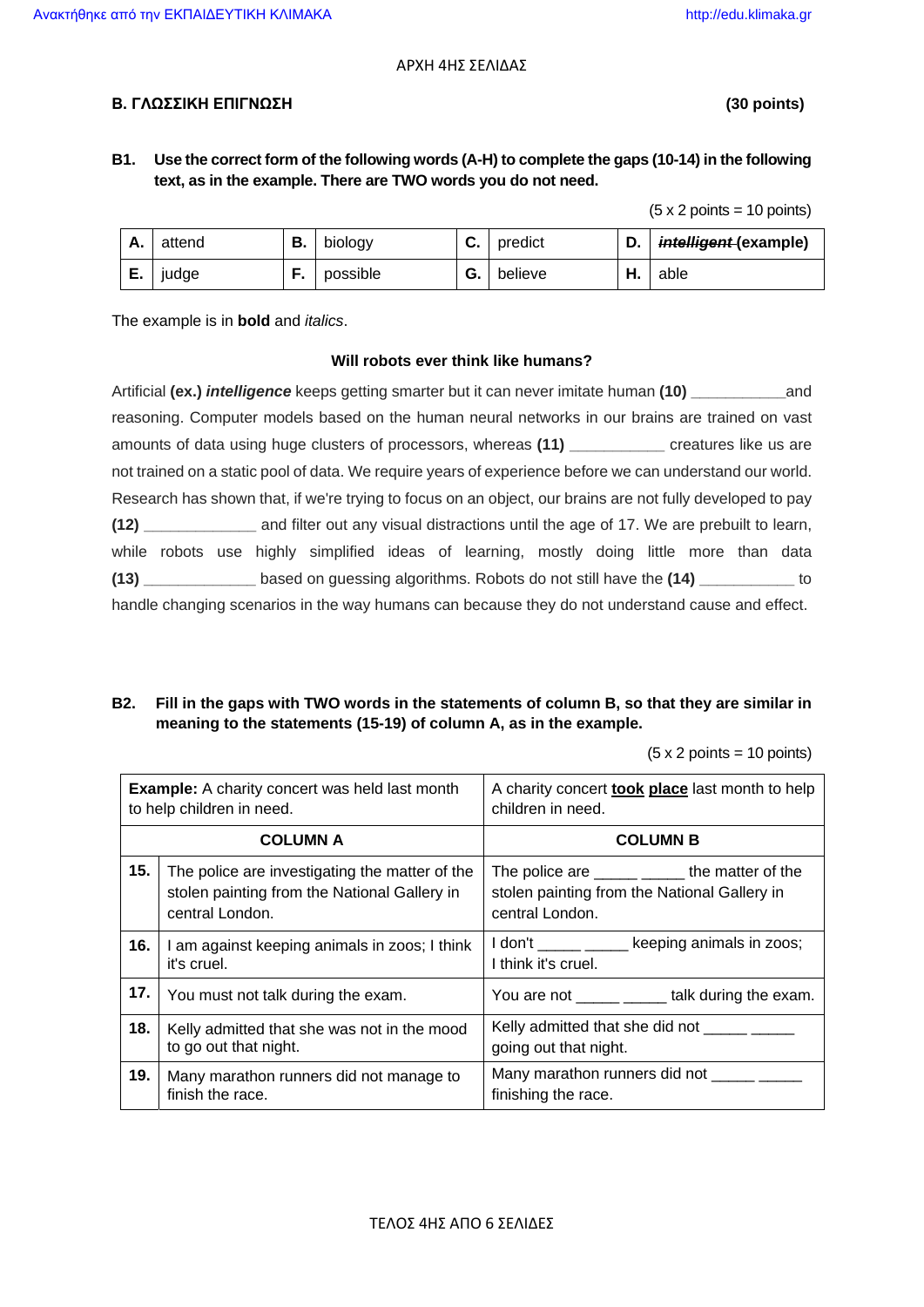## Β. ΓΛΩΣΣΙΚΗ ΕΠΙΓΝΩΣΗ **(30 points)**

**B1. Use the correct form of the following words (A-H) to complete the gaps (10-14) in the following text, as in the example. There are TWO words you do not need.**

(5 x 2 points = 10 points)

| | | | | | | | |
|---|---|---|---|---|---|---|---|
| **A.** | attend | **B.** | biology | **C.** | predict | **D.** | ~~***intelligent***~~ **(example)** |
| **E.** | judge | **F.** | possible | **G.** | believe | **H.** | able |

The example is in **bold** and *italics*.

**Will robots ever think like humans?**

Artificial **(ex.)** ***intelligence*** keeps getting smarter but it can never imitate human **(10)** ___________and reasoning. Computer models based on the human neural networks in our brains are trained on vast amounts of data using huge clusters of processors, whereas **(11)** ___________ creatures like us are not trained on a static pool of data. We require years of experience before we can understand our world. Research has shown that, if we're trying to focus on an object, our brains are not fully developed to pay **(12)** _____________ and filter out any visual distractions until the age of 17. We are prebuilt to learn, while robots use highly simplified ideas of learning, mostly doing little more than data **(13)** _____________ based on guessing algorithms. Robots do not still have the **(14)** ___________ to handle changing scenarios in the way humans can because they do not understand cause and effect.

**B2. Fill in the gaps with TWO words in the statements of column B, so that they are similar in meaning to the statements (15-19) of column A, as in the example.**

(5 x 2 points = 10 points)

| | | |
|---|---|---|
| **Example:** A charity concert was held last month to help children in need. | | A charity concert **took place** last month to help children in need. |
| **COLUMN A** | | **COLUMN B** |
| **15.** | The police are investigating the matter of the stolen painting from the National Gallery in central London. | The police are _____ _____ the matter of the stolen painting from the National Gallery in central London. |
| **16.** | I am against keeping animals in zoos; I think it's cruel. | I don't _____ _____ keeping animals in zoos; I think it's cruel. |
| **17.** | You must not talk during the exam. | You are not _____ _____ talk during the exam. |
| **18.** | Kelly admitted that she was not in the mood to go out that night. | Kelly admitted that she did not _____ _____ going out that night. |
| **19.** | Many marathon runners did not manage to finish the race. | Many marathon runners did not _____ _____ finishing the race. |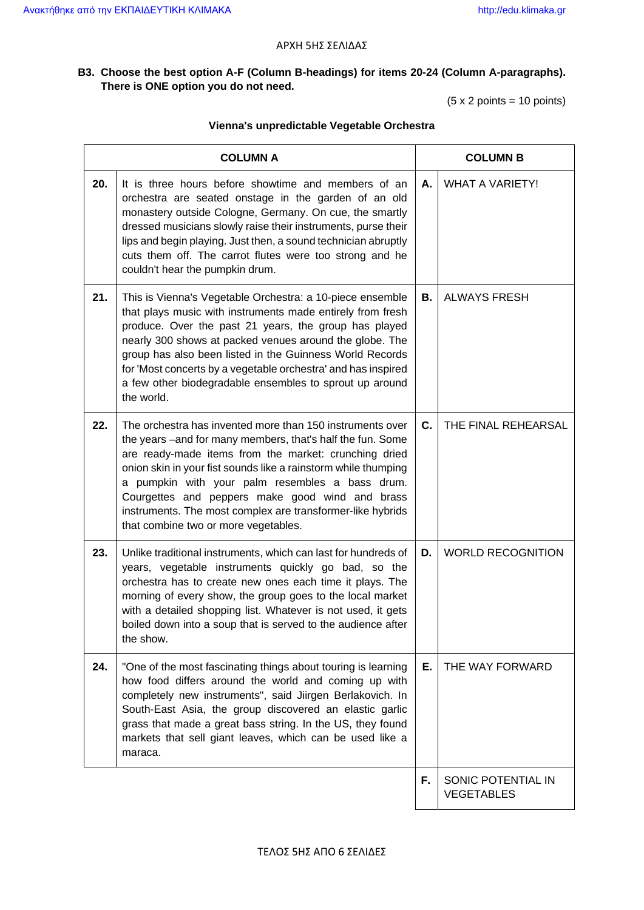**B3. Choose the best option A-F (Column B-headings) for items 20-24 (Column A-paragraphs). There is ONE option you do not need.**

(5 x 2 points = 10 points)

**Vienna's unpredictable Vegetable Orchestra**

| | COLUMN A | | COLUMN B |
|---|---|---|---|
| **20.** | It is three hours before showtime and members of an orchestra are seated onstage in the garden of an old monastery outside Cologne, Germany. On cue, the smartly dressed musicians slowly raise their instruments, purse their lips and begin playing. Just then, a sound technician abruptly cuts them off. The carrot flutes were too strong and he couldn't hear the pumpkin drum. | **A.** | WHAT A VARIETY! |
| **21.** | This is Vienna's Vegetable Orchestra: a 10-piece ensemble that plays music with instruments made entirely from fresh produce. Over the past 21 years, the group has played nearly 300 shows at packed venues around the globe. The group has also been listed in the Guinness World Records for 'Most concerts by a vegetable orchestra' and has inspired a few other biodegradable ensembles to sprout up around the world. | **B.** | ALWAYS FRESH |
| **22.** | The orchestra has invented more than 150 instruments over the years –and for many members, that's half the fun. Some are ready-made items from the market: crunching dried onion skin in your fist sounds like a rainstorm while thumping a pumpkin with your palm resembles a bass drum. Courgettes and peppers make good wind and brass instruments. The most complex are transformer-like hybrids that combine two or more vegetables. | **C.** | THE FINAL REHEARSAL |
| **23.** | Unlike traditional instruments, which can last for hundreds of years, vegetable instruments quickly go bad, so the orchestra has to create new ones each time it plays. The morning of every show, the group goes to the local market with a detailed shopping list. Whatever is not used, it gets boiled down into a soup that is served to the audience after the show. | **D.** | WORLD RECOGNITION |
| **24.** | "One of the most fascinating things about touring is learning how food differs around the world and coming up with completely new instruments", said Jiirgen Berlakovich. In South-East Asia, the group discovered an elastic garlic grass that made a great bass string. In the US, they found markets that sell giant leaves, which can be used like a maraca. | **E.** | THE WAY FORWARD |
| | | **F.** | SONIC POTENTIAL IN VEGETABLES |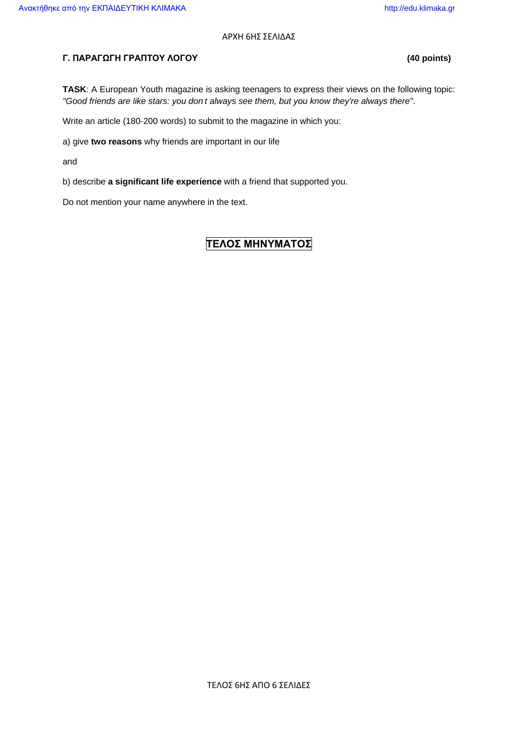## Γ. ΠΑΡΑΓΩΓΗ ΓΡΑΠΤΟΥ ΛΟΓΟΥ **(40 points)**

**TASK**: A European Youth magazine is asking teenagers to express their views on the following topic: *"Good friends are like stars: you don t always see them, but you know they're always there"*.

Write an article (180-200 words) to submit to the magazine in which you:

a) give **two reasons** why friends are important in our life

and

b) describe **a significant life experience** with a friend that supported you.

Do not mention your name anywhere in the text.

**ΤΕΛΟΣ ΜΗΝΥΜΑΤΟΣ**